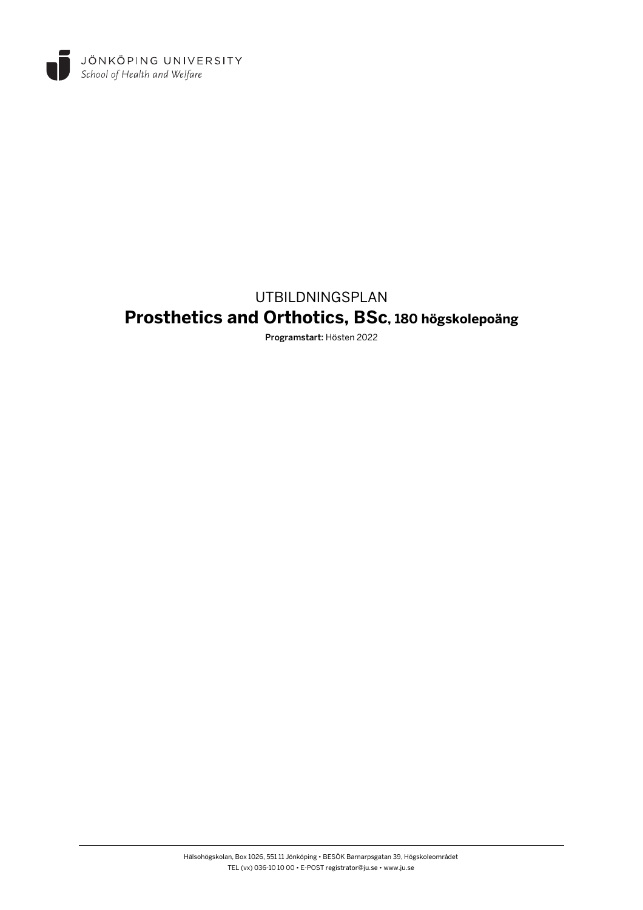JÖNKÖPING UNIVERSITY
*School of Health and Welfare*

UTBILDNINGSPLAN

# Prosthetics and Orthotics, BSc, 180 högskolepoäng

**Programstart:** Hösten 2022

Hälsohögskolan, Box 1026, 551 11 Jönköping • BESÖK Barnarpsgatan 39, Högskoleområdet
TEL (vx) 036-10 10 00 • E-POST registrator@ju.se • www.ju.se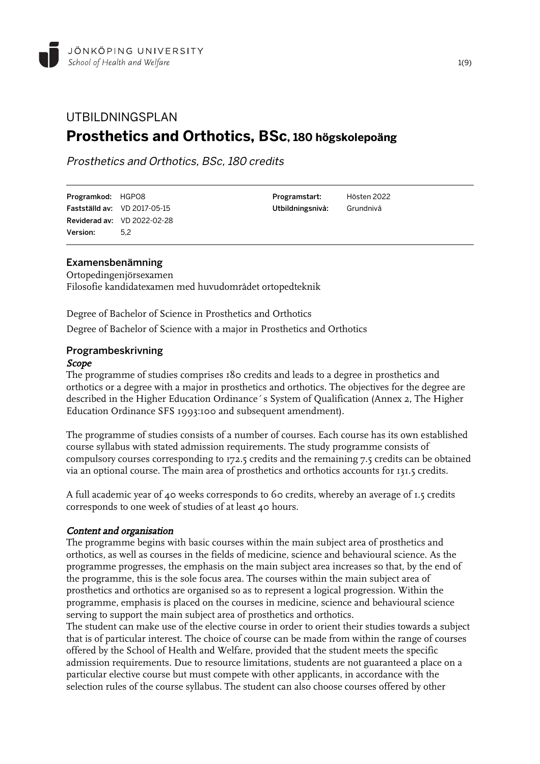JÖNKÖPING UNIVERSITY
*School of Health and Welfare*

# UTBILDNINGSPLAN

## Prosthetics and Orthotics, BSc, 180 högskolepoäng

*Prosthetics and Orthotics, BSc, 180 credits*

| | | | |
|---|---|---|---|
| **Programkod:** | HGPO8 | **Programstart:** | Hösten 2022 |
| **Fastställd av:** | VD 2017-05-15 | **Utbildningsnivå:** | Grundnivå |
| **Reviderad av:** | VD 2022-02-28 | | |
| **Version:** | 5,2 | | |

### Examensbenämning

Ortopedingenjörsexamen
Filosofie kandidatexamen med huvudområdet ortopedteknik

Degree of Bachelor of Science in Prosthetics and Orthotics

Degree of Bachelor of Science with a major in Prosthetics and Orthotics

### Programbeskrivning

*Scope*

The programme of studies comprises 180 credits and leads to a degree in prosthetics and orthotics or a degree with a major in prosthetics and orthotics. The objectives for the degree are described in the Higher Education Ordinance´s System of Qualification (Annex 2, The Higher Education Ordinance SFS 1993:100 and subsequent amendment).

The programme of studies consists of a number of courses. Each course has its own established course syllabus with stated admission requirements. The study programme consists of compulsory courses corresponding to 172.5 credits and the remaining 7.5 credits can be obtained via an optional course. The main area of prosthetics and orthotics accounts for 131.5 credits.

A full academic year of 40 weeks corresponds to 60 credits, whereby an average of 1.5 credits corresponds to one week of studies of at least 40 hours.

*Content and organisation*

The programme begins with basic courses within the main subject area of prosthetics and orthotics, as well as courses in the fields of medicine, science and behavioural science. As the programme progresses, the emphasis on the main subject area increases so that, by the end of the programme, this is the sole focus area. The courses within the main subject area of prosthetics and orthotics are organised so as to represent a logical progression. Within the programme, emphasis is placed on the courses in medicine, science and behavioural science serving to support the main subject area of prosthetics and orthotics.
The student can make use of the elective course in order to orient their studies towards a subject that is of particular interest. The choice of course can be made from within the range of courses offered by the School of Health and Welfare, provided that the student meets the specific admission requirements. Due to resource limitations, students are not guaranteed a place on a particular elective course but must compete with other applicants, in accordance with the selection rules of the course syllabus. The student can also choose courses offered by other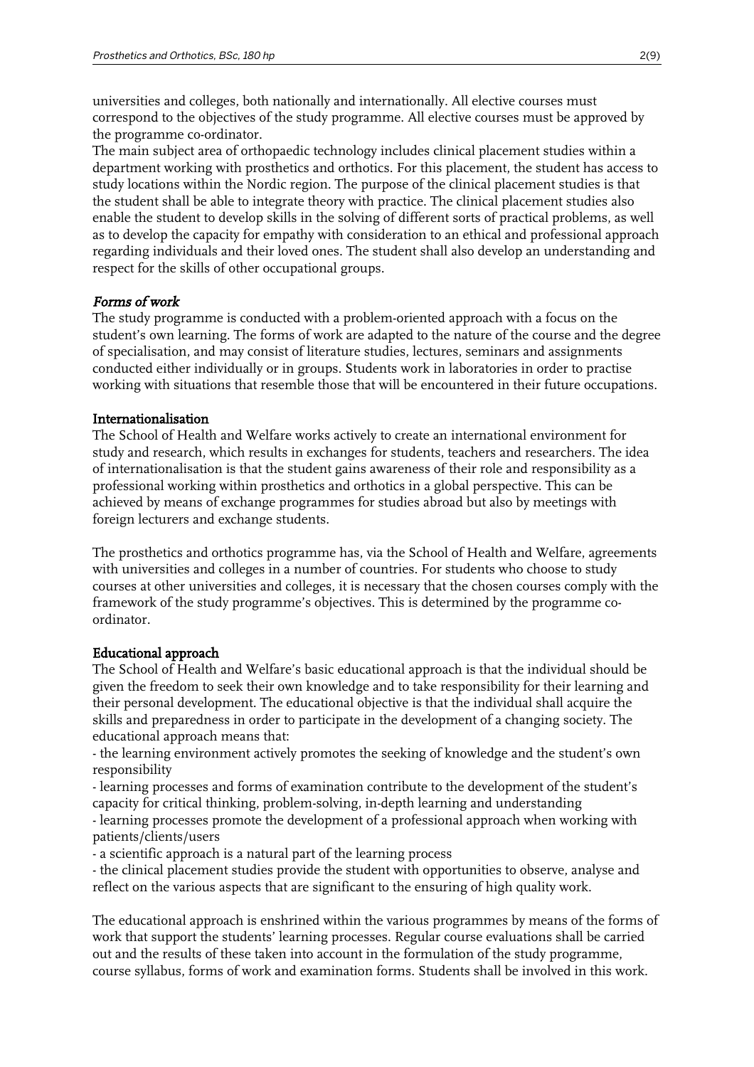universities and colleges, both nationally and internationally. All elective courses must correspond to the objectives of the study programme. All elective courses must be approved by the programme co-ordinator.

The main subject area of orthopaedic technology includes clinical placement studies within a department working with prosthetics and orthotics. For this placement, the student has access to study locations within the Nordic region. The purpose of the clinical placement studies is that the student shall be able to integrate theory with practice. The clinical placement studies also enable the student to develop skills in the solving of different sorts of practical problems, as well as to develop the capacity for empathy with consideration to an ethical and professional approach regarding individuals and their loved ones. The student shall also develop an understanding and respect for the skills of other occupational groups.

### *Forms of work*

The study programme is conducted with a problem-oriented approach with a focus on the student's own learning. The forms of work are adapted to the nature of the course and the degree of specialisation, and may consist of literature studies, lectures, seminars and assignments conducted either individually or in groups. Students work in laboratories in order to practise working with situations that resemble those that will be encountered in their future occupations.

### Internationalisation

The School of Health and Welfare works actively to create an international environment for study and research, which results in exchanges for students, teachers and researchers. The idea of internationalisation is that the student gains awareness of their role and responsibility as a professional working within prosthetics and orthotics in a global perspective. This can be achieved by means of exchange programmes for studies abroad but also by meetings with foreign lecturers and exchange students.

The prosthetics and orthotics programme has, via the School of Health and Welfare, agreements with universities and colleges in a number of countries. For students who choose to study courses at other universities and colleges, it is necessary that the chosen courses comply with the framework of the study programme's objectives. This is determined by the programme co-ordinator.

### Educational approach

The School of Health and Welfare's basic educational approach is that the individual should be given the freedom to seek their own knowledge and to take responsibility for their learning and their personal development. The educational objective is that the individual shall acquire the skills and preparedness in order to participate in the development of a changing society. The educational approach means that:

- the learning environment actively promotes the seeking of knowledge and the student's own responsibility
- learning processes and forms of examination contribute to the development of the student's capacity for critical thinking, problem-solving, in-depth learning and understanding
- learning processes promote the development of a professional approach when working with patients/clients/users
- a scientific approach is a natural part of the learning process
- the clinical placement studies provide the student with opportunities to observe, analyse and reflect on the various aspects that are significant to the ensuring of high quality work.

The educational approach is enshrined within the various programmes by means of the forms of work that support the students' learning processes. Regular course evaluations shall be carried out and the results of these taken into account in the formulation of the study programme, course syllabus, forms of work and examination forms. Students shall be involved in this work.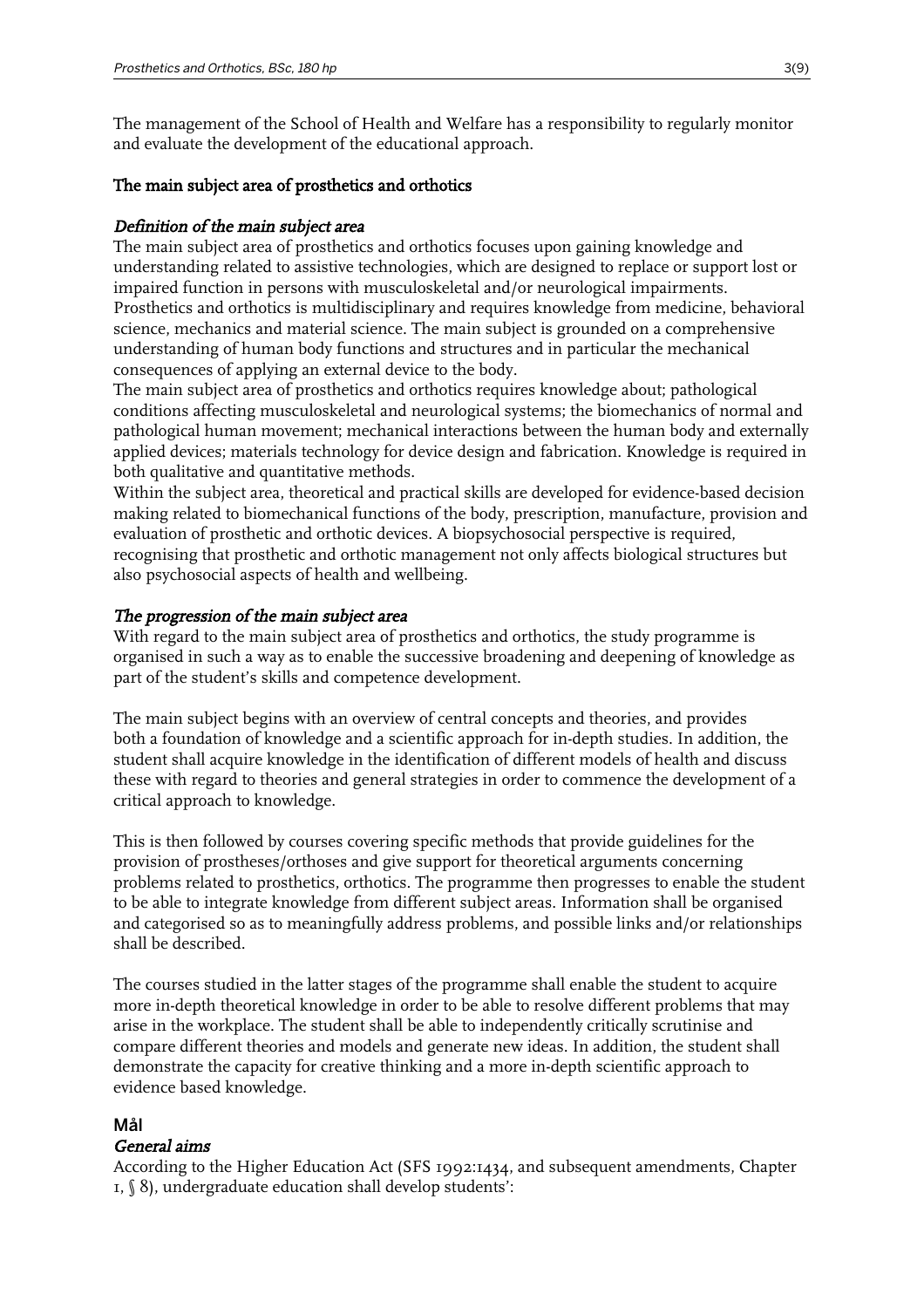The management of the School of Health and Welfare has a responsibility to regularly monitor and evaluate the development of the educational approach.

### The main subject area of prosthetics and orthotics

#### *Definition of the main subject area*

The main subject area of prosthetics and orthotics focuses upon gaining knowledge and understanding related to assistive technologies, which are designed to replace or support lost or impaired function in persons with musculoskeletal and/or neurological impairments.
Prosthetics and orthotics is multidisciplinary and requires knowledge from medicine, behavioral science, mechanics and material science. The main subject is grounded on a comprehensive understanding of human body functions and structures and in particular the mechanical consequences of applying an external device to the body.
The main subject area of prosthetics and orthotics requires knowledge about; pathological conditions affecting musculoskeletal and neurological systems; the biomechanics of normal and pathological human movement; mechanical interactions between the human body and externally applied devices; materials technology for device design and fabrication. Knowledge is required in both qualitative and quantitative methods.
Within the subject area, theoretical and practical skills are developed for evidence-based decision making related to biomechanical functions of the body, prescription, manufacture, provision and evaluation of prosthetic and orthotic devices. A biopsychosocial perspective is required, recognising that prosthetic and orthotic management not only affects biological structures but also psychosocial aspects of health and wellbeing.

#### *The progression of the main subject area*

With regard to the main subject area of prosthetics and orthotics, the study programme is organised in such a way as to enable the successive broadening and deepening of knowledge as part of the student's skills and competence development.

The main subject begins with an overview of central concepts and theories, and provides both a foundation of knowledge and a scientific approach for in-depth studies. In addition, the student shall acquire knowledge in the identification of different models of health and discuss these with regard to theories and general strategies in order to commence the development of a critical approach to knowledge.

This is then followed by courses covering specific methods that provide guidelines for the provision of prostheses/orthoses and give support for theoretical arguments concerning problems related to prosthetics, orthotics. The programme then progresses to enable the student to be able to integrate knowledge from different subject areas. Information shall be organised and categorised so as to meaningfully address problems, and possible links and/or relationships shall be described.

The courses studied in the latter stages of the programme shall enable the student to acquire more in-depth theoretical knowledge in order to be able to resolve different problems that may arise in the workplace. The student shall be able to independently critically scrutinise and compare different theories and models and generate new ideas. In addition, the student shall demonstrate the capacity for creative thinking and a more in-depth scientific approach to evidence based knowledge.

## Mål

#### *General aims*

According to the Higher Education Act (SFS 1992:1434, and subsequent amendments, Chapter 1, § 8), undergraduate education shall develop students':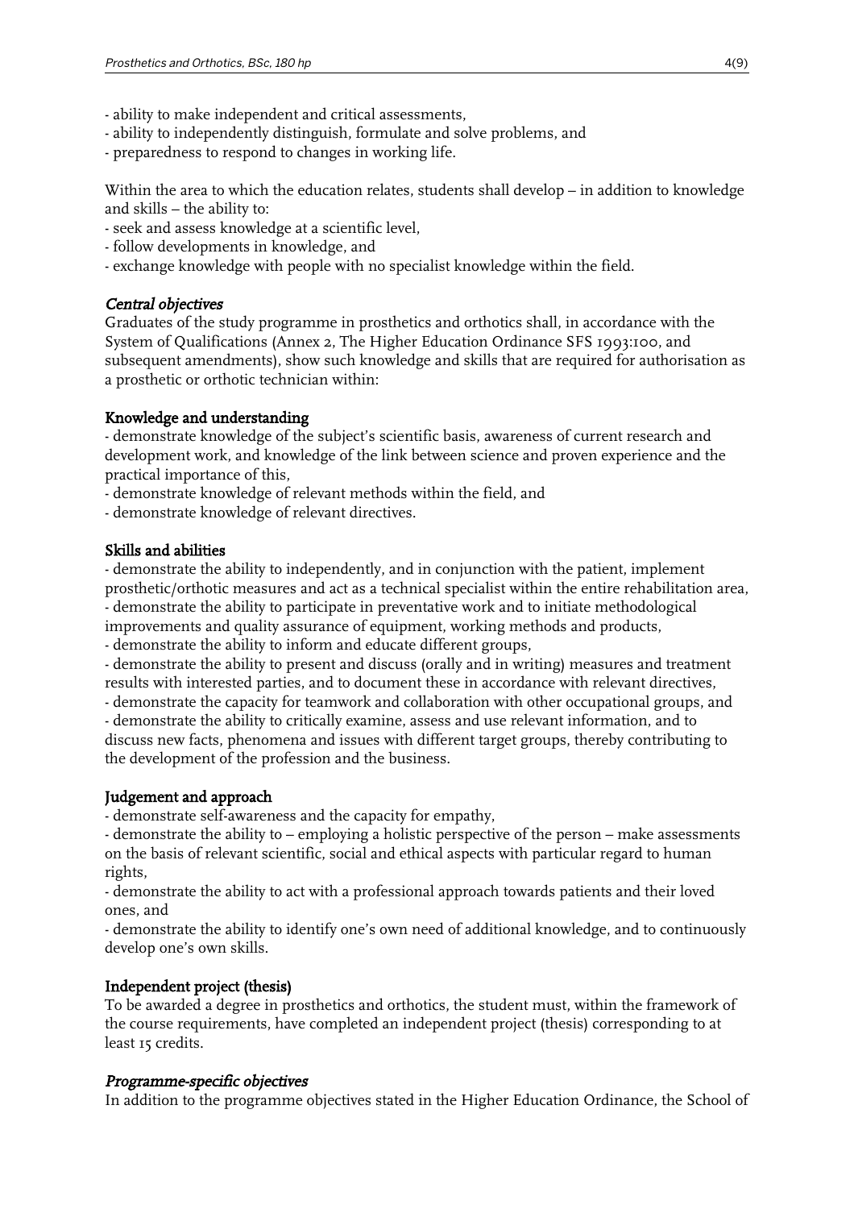- ability to make independent and critical assessments,
- ability to independently distinguish, formulate and solve problems, and
- preparedness to respond to changes in working life.

Within the area to which the education relates, students shall develop – in addition to knowledge and skills – the ability to:
- seek and assess knowledge at a scientific level,
- follow developments in knowledge, and
- exchange knowledge with people with no specialist knowledge within the field.

### *Central objectives*

Graduates of the study programme in prosthetics and orthotics shall, in accordance with the System of Qualifications (Annex 2, The Higher Education Ordinance SFS 1993:100, and subsequent amendments), show such knowledge and skills that are required for authorisation as a prosthetic or orthotic technician within:

#### Knowledge and understanding

- demonstrate knowledge of the subject's scientific basis, awareness of current research and development work, and knowledge of the link between science and proven experience and the practical importance of this,
- demonstrate knowledge of relevant methods within the field, and
- demonstrate knowledge of relevant directives.

#### Skills and abilities

- demonstrate the ability to independently, and in conjunction with the patient, implement prosthetic/orthotic measures and act as a technical specialist within the entire rehabilitation area,
- demonstrate the ability to participate in preventative work and to initiate methodological improvements and quality assurance of equipment, working methods and products,
- demonstrate the ability to inform and educate different groups,
- demonstrate the ability to present and discuss (orally and in writing) measures and treatment results with interested parties, and to document these in accordance with relevant directives,
- demonstrate the capacity for teamwork and collaboration with other occupational groups, and
- demonstrate the ability to critically examine, assess and use relevant information, and to discuss new facts, phenomena and issues with different target groups, thereby contributing to the development of the profession and the business.

#### Judgement and approach

- demonstrate self-awareness and the capacity for empathy,
- demonstrate the ability to – employing a holistic perspective of the person – make assessments on the basis of relevant scientific, social and ethical aspects with particular regard to human rights,
- demonstrate the ability to act with a professional approach towards patients and their loved ones, and
- demonstrate the ability to identify one's own need of additional knowledge, and to continuously develop one's own skills.

#### Independent project (thesis)

To be awarded a degree in prosthetics and orthotics, the student must, within the framework of the course requirements, have completed an independent project (thesis) corresponding to at least 15 credits.

### *Programme-specific objectives*

In addition to the programme objectives stated in the Higher Education Ordinance, the School of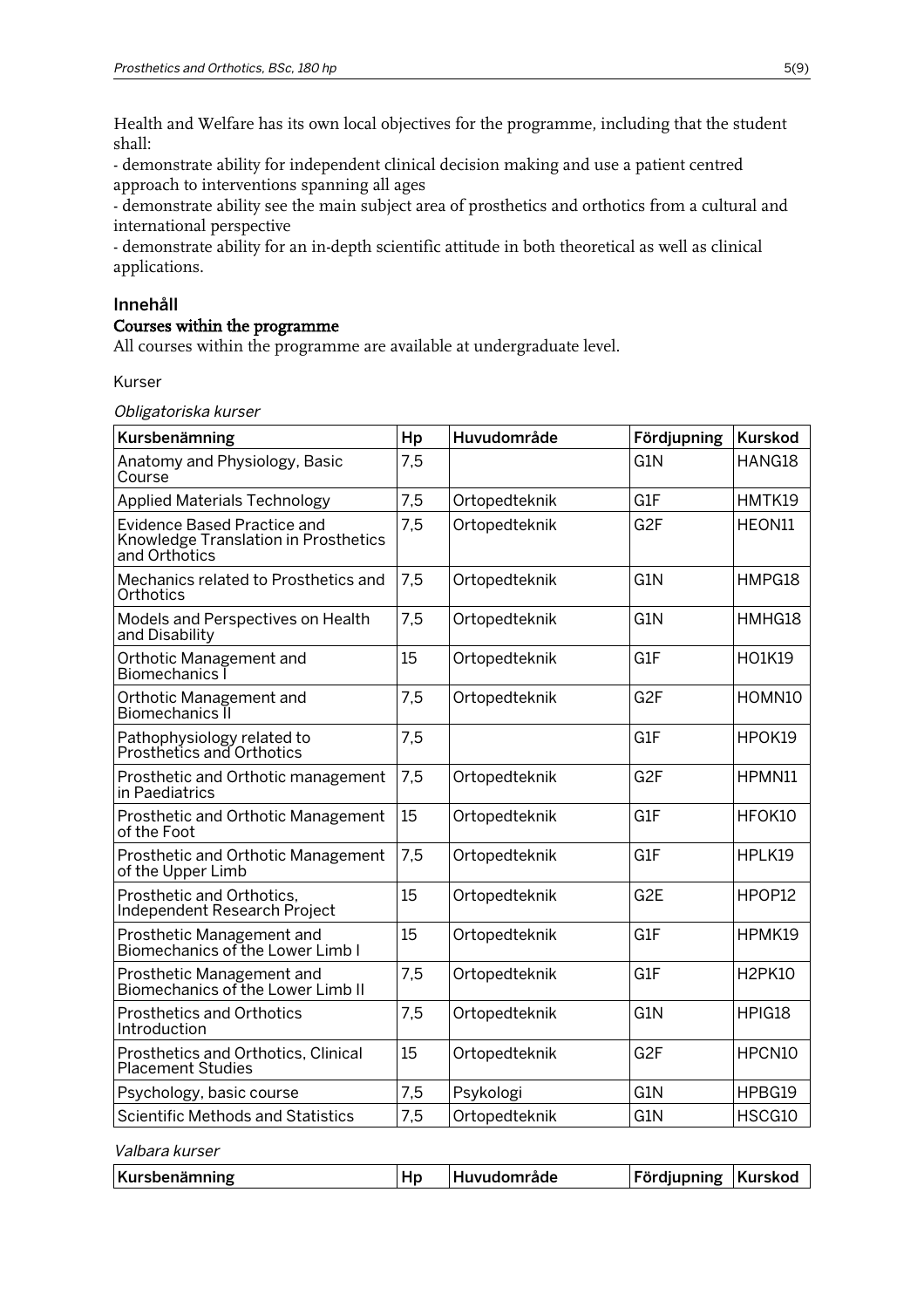Health and Welfare has its own local objectives for the programme, including that the student shall:

- demonstrate ability for independent clinical decision making and use a patient centred approach to interventions spanning all ages
- demonstrate ability see the main subject area of prosthetics and orthotics from a cultural and international perspective
- demonstrate ability for an in-depth scientific attitude in both theoretical as well as clinical applications.

## Innehåll

### Courses within the programme

All courses within the programme are available at undergraduate level.

Kurser

*Obligatoriska kurser*

| Kursbenämning | Hp | Huvudområde | Fördjupning | Kurskod |
|---|---|---|---|---|
| Anatomy and Physiology, Basic Course | 7,5 | | G1N | HANG18 |
| Applied Materials Technology | 7,5 | Ortopedteknik | G1F | HMTK19 |
| Evidence Based Practice and Knowledge Translation in Prosthetics and Orthotics | 7,5 | Ortopedteknik | G2F | HEON11 |
| Mechanics related to Prosthetics and Orthotics | 7,5 | Ortopedteknik | G1N | HMPG18 |
| Models and Perspectives on Health and Disability | 7,5 | Ortopedteknik | G1N | HMHG18 |
| Orthotic Management and Biomechanics I | 15 | Ortopedteknik | G1F | HO1K19 |
| Orthotic Management and Biomechanics II | 7,5 | Ortopedteknik | G2F | HOMN10 |
| Pathophysiology related to Prosthetics and Orthotics | 7,5 | | G1F | HPOK19 |
| Prosthetic and Orthotic management in Paediatrics | 7,5 | Ortopedteknik | G2F | HPMN11 |
| Prosthetic and Orthotic Management of the Foot | 15 | Ortopedteknik | G1F | HFOK10 |
| Prosthetic and Orthotic Management of the Upper Limb | 7,5 | Ortopedteknik | G1F | HPLK19 |
| Prosthetic and Orthotics, Independent Research Project | 15 | Ortopedteknik | G2E | HPOP12 |
| Prosthetic Management and Biomechanics of the Lower Limb I | 15 | Ortopedteknik | G1F | HPMK19 |
| Prosthetic Management and Biomechanics of the Lower Limb II | 7,5 | Ortopedteknik | G1F | H2PK10 |
| Prosthetics and Orthotics Introduction | 7,5 | Ortopedteknik | G1N | HPIG18 |
| Prosthetics and Orthotics, Clinical Placement Studies | 15 | Ortopedteknik | G2F | HPCN10 |
| Psychology, basic course | 7,5 | Psykologi | G1N | HPBG19 |
| Scientific Methods and Statistics | 7,5 | Ortopedteknik | G1N | HSCG10 |

*Valbara kurser*

| Kursbenämning | Hp | Huvudområde | Fördjupning | Kurskod |
|---|---|---|---|---|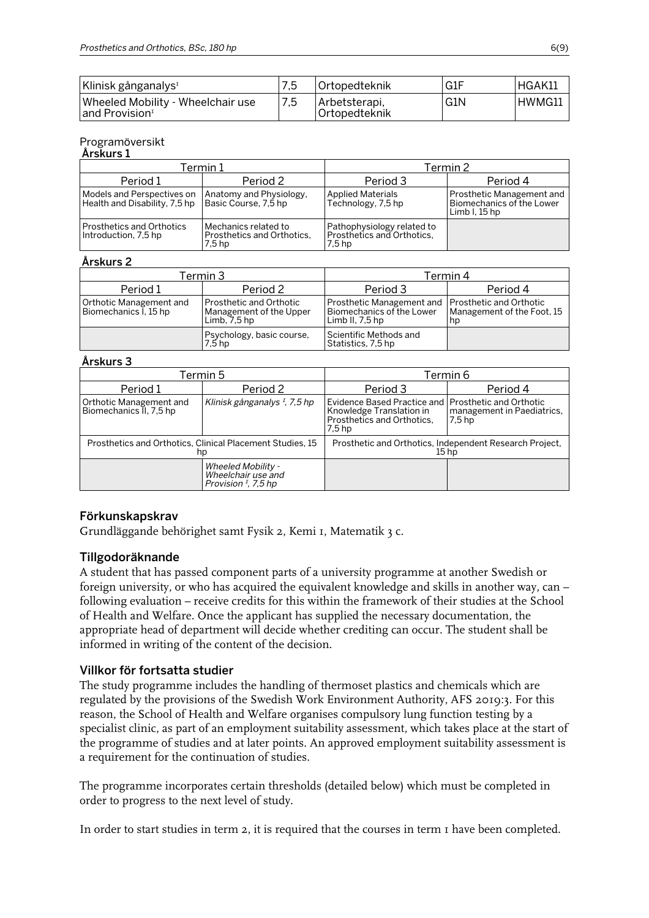| Klinisk gånganalys[1] | 7,5 | Ortopedteknik | G1F | HGAK11 |
|---|---|---|---|---|
| Wheeled Mobility - Wheelchair use and Provision[1] | 7,5 | Arbetsterapi, Ortopedteknik | G1N | HWMG11 |

Programöversikt

**Årskurs 1**

| Termin 1 | | Termin 2 | |
|---|---|---|---|
| Period 1 | Period 2 | Period 3 | Period 4 |
| Models and Perspectives on Health and Disability, 7,5 hp | Anatomy and Physiology, Basic Course, 7,5 hp | Applied Materials Technology, 7,5 hp | Prosthetic Management and Biomechanics of the Lower Limb I, 15 hp |
| Prosthetics and Orthotics Introduction, 7,5 hp | Mechanics related to Prosthetics and Orthotics, 7,5 hp | Pathophysiology related to Prosthetics and Orthotics, 7,5 hp | |

**Årskurs 2**

| Termin 3 | | Termin 4 | |
|---|---|---|---|
| Period 1 | Period 2 | Period 3 | Period 4 |
| Orthotic Management and Biomechanics I, 15 hp | Prosthetic and Orthotic Management of the Upper Limb, 7,5 hp | Prosthetic Management and Biomechanics of the Lower Limb II, 7,5 hp | Prosthetic and Orthotic Management of the Foot, 15 hp |
| | Psychology, basic course, 7,5 hp | Scientific Methods and Statistics, 7,5 hp | |

**Årskurs 3**

| Termin 5 | | Termin 6 | |
|---|---|---|---|
| Period 1 | Period 2 | Period 3 | Period 4 |
| Orthotic Management and Biomechanics II, 7,5 hp | *Klinisk gånganalys [1], 7,5 hp* | Evidence Based Practice and Knowledge Translation in Prosthetics and Orthotics, 7,5 hp | Prosthetic and Orthotic management in Paediatrics, 7,5 hp |
| Prosthetics and Orthotics, Clinical Placement Studies, 15 hp | | Prosthetic and Orthotics, Independent Research Project, 15 hp | |
| | *Wheeled Mobility - Wheelchair use and Provision [1], 7,5 hp* | | |

## Förkunskapskrav

Grundläggande behörighet samt Fysik 2, Kemi 1, Matematik 3 c.

## Tillgodoräknande

A student that has passed component parts of a university programme at another Swedish or foreign university, or who has acquired the equivalent knowledge and skills in another way, can – following evaluation – receive credits for this within the framework of their studies at the School of Health and Welfare. Once the applicant has supplied the necessary documentation, the appropriate head of department will decide whether crediting can occur. The student shall be informed in writing of the content of the decision.

## Villkor för fortsatta studier

The study programme includes the handling of thermoset plastics and chemicals which are regulated by the provisions of the Swedish Work Environment Authority, AFS 2019:3. For this reason, the School of Health and Welfare organises compulsory lung function testing by a specialist clinic, as part of an employment suitability assessment, which takes place at the start of the programme of studies and at later points. An approved employment suitability assessment is a requirement for the continuation of studies.

The programme incorporates certain thresholds (detailed below) which must be completed in order to progress to the next level of study.

In order to start studies in term 2, it is required that the courses in term 1 have been completed.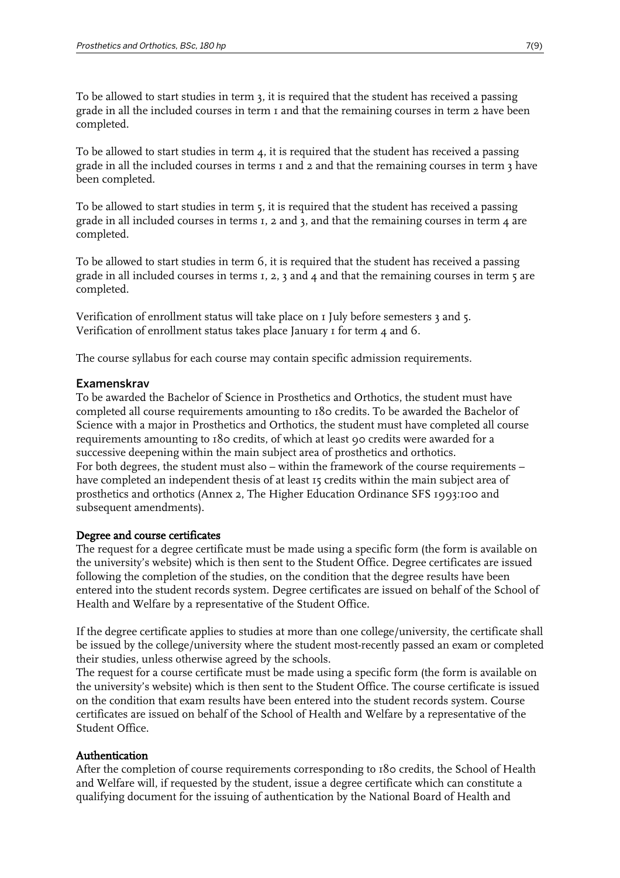To be allowed to start studies in term 3, it is required that the student has received a passing grade in all the included courses in term 1 and that the remaining courses in term 2 have been completed.

To be allowed to start studies in term 4, it is required that the student has received a passing grade in all the included courses in terms 1 and 2 and that the remaining courses in term 3 have been completed.

To be allowed to start studies in term 5, it is required that the student has received a passing grade in all included courses in terms 1, 2 and 3, and that the remaining courses in term 4 are completed.

To be allowed to start studies in term 6, it is required that the student has received a passing grade in all included courses in terms 1, 2, 3 and 4 and that the remaining courses in term 5 are completed.

Verification of enrollment status will take place on 1 July before semesters 3 and 5.
Verification of enrollment status takes place January 1 for term 4 and 6.

The course syllabus for each course may contain specific admission requirements.

## Examenskrav

To be awarded the Bachelor of Science in Prosthetics and Orthotics, the student must have completed all course requirements amounting to 180 credits. To be awarded the Bachelor of Science with a major in Prosthetics and Orthotics, the student must have completed all course requirements amounting to 180 credits, of which at least 90 credits were awarded for a successive deepening within the main subject area of prosthetics and orthotics.
For both degrees, the student must also – within the framework of the course requirements – have completed an independent thesis of at least 15 credits within the main subject area of prosthetics and orthotics (Annex 2, The Higher Education Ordinance SFS 1993:100 and subsequent amendments).

### Degree and course certificates

The request for a degree certificate must be made using a specific form (the form is available on the university's website) which is then sent to the Student Office. Degree certificates are issued following the completion of the studies, on the condition that the degree results have been entered into the student records system. Degree certificates are issued on behalf of the School of Health and Welfare by a representative of the Student Office.

If the degree certificate applies to studies at more than one college/university, the certificate shall be issued by the college/university where the student most-recently passed an exam or completed their studies, unless otherwise agreed by the schools.
The request for a course certificate must be made using a specific form (the form is available on the university's website) which is then sent to the Student Office. The course certificate is issued on the condition that exam results have been entered into the student records system. Course certificates are issued on behalf of the School of Health and Welfare by a representative of the Student Office.

### Authentication

After the completion of course requirements corresponding to 180 credits, the School of Health and Welfare will, if requested by the student, issue a degree certificate which can constitute a qualifying document for the issuing of authentication by the National Board of Health and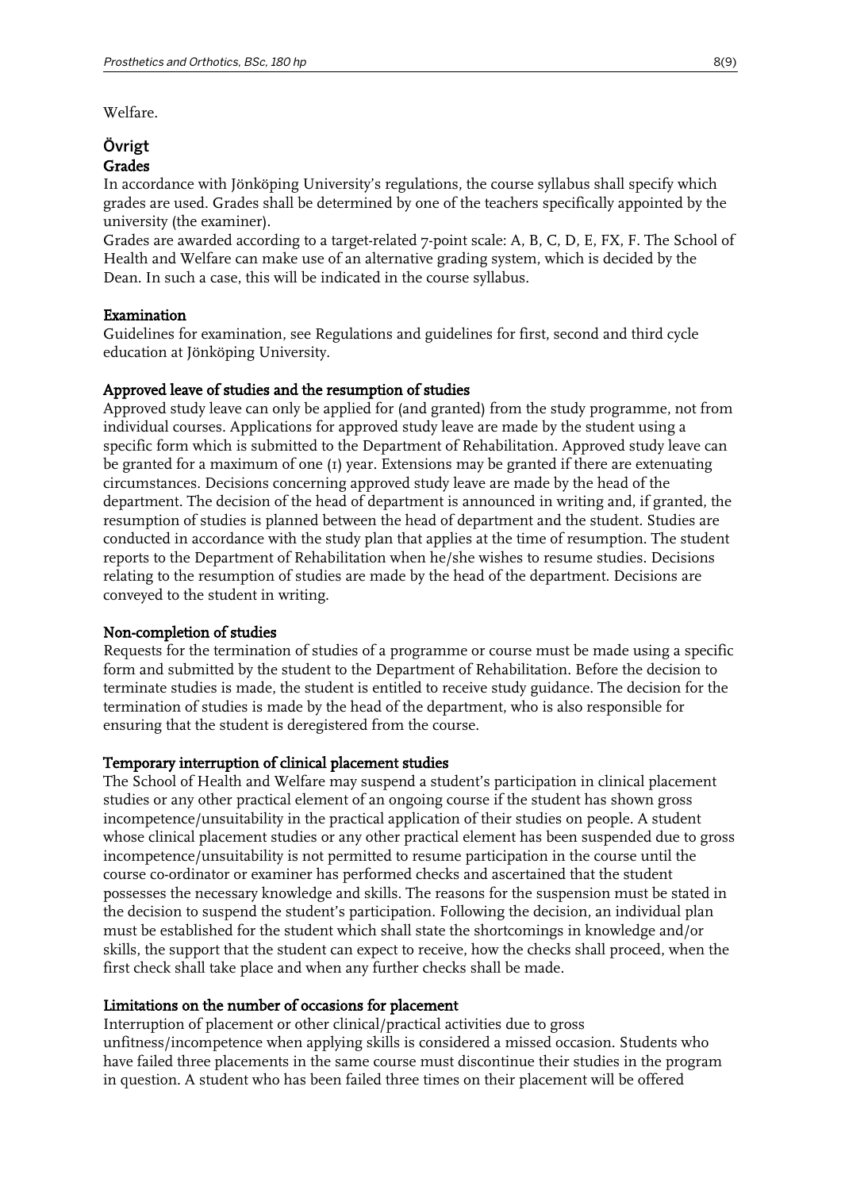Welfare.

## Övrigt

### Grades

In accordance with Jönköping University's regulations, the course syllabus shall specify which grades are used. Grades shall be determined by one of the teachers specifically appointed by the university (the examiner).

Grades are awarded according to a target-related 7-point scale: A, B, C, D, E, FX, F. The School of Health and Welfare can make use of an alternative grading system, which is decided by the Dean. In such a case, this will be indicated in the course syllabus.

### Examination

Guidelines for examination, see Regulations and guidelines for first, second and third cycle education at Jönköping University.

### Approved leave of studies and the resumption of studies

Approved study leave can only be applied for (and granted) from the study programme, not from individual courses. Applications for approved study leave are made by the student using a specific form which is submitted to the Department of Rehabilitation. Approved study leave can be granted for a maximum of one (1) year. Extensions may be granted if there are extenuating circumstances. Decisions concerning approved study leave are made by the head of the department. The decision of the head of department is announced in writing and, if granted, the resumption of studies is planned between the head of department and the student. Studies are conducted in accordance with the study plan that applies at the time of resumption. The student reports to the Department of Rehabilitation when he/she wishes to resume studies. Decisions relating to the resumption of studies are made by the head of the department. Decisions are conveyed to the student in writing.

### Non-completion of studies

Requests for the termination of studies of a programme or course must be made using a specific form and submitted by the student to the Department of Rehabilitation. Before the decision to terminate studies is made, the student is entitled to receive study guidance. The decision for the termination of studies is made by the head of the department, who is also responsible for ensuring that the student is deregistered from the course.

### Temporary interruption of clinical placement studies

The School of Health and Welfare may suspend a student's participation in clinical placement studies or any other practical element of an ongoing course if the student has shown gross incompetence/unsuitability in the practical application of their studies on people. A student whose clinical placement studies or any other practical element has been suspended due to gross incompetence/unsuitability is not permitted to resume participation in the course until the course co-ordinator or examiner has performed checks and ascertained that the student possesses the necessary knowledge and skills. The reasons for the suspension must be stated in the decision to suspend the student's participation. Following the decision, an individual plan must be established for the student which shall state the shortcomings in knowledge and/or skills, the support that the student can expect to receive, how the checks shall proceed, when the first check shall take place and when any further checks shall be made.

### Limitations on the number of occasions for placement

Interruption of placement or other clinical/practical activities due to gross unfitness/incompetence when applying skills is considered a missed occasion. Students who have failed three placements in the same course must discontinue their studies in the program in question. A student who has been failed three times on their placement will be offered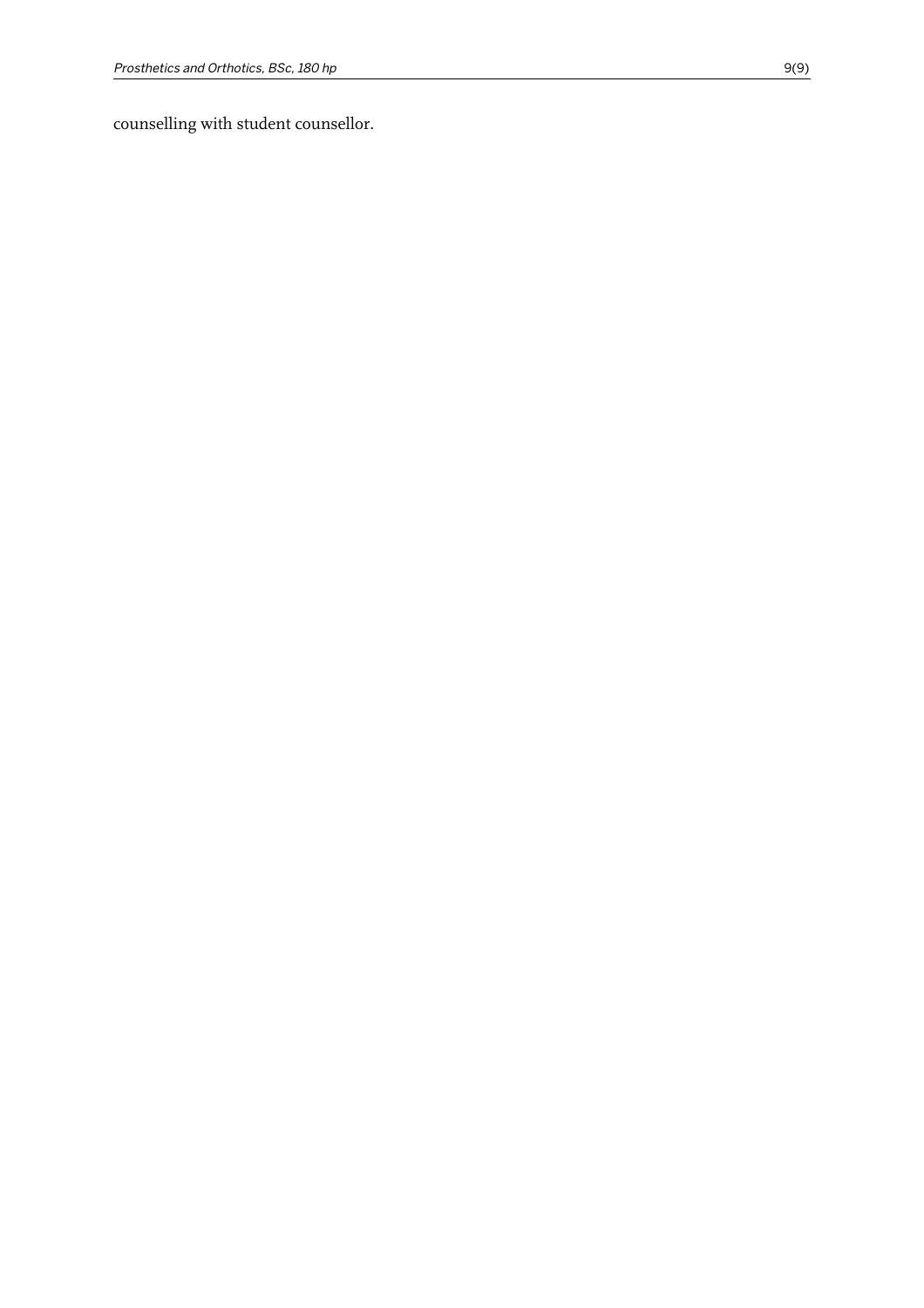counselling with student counsellor.